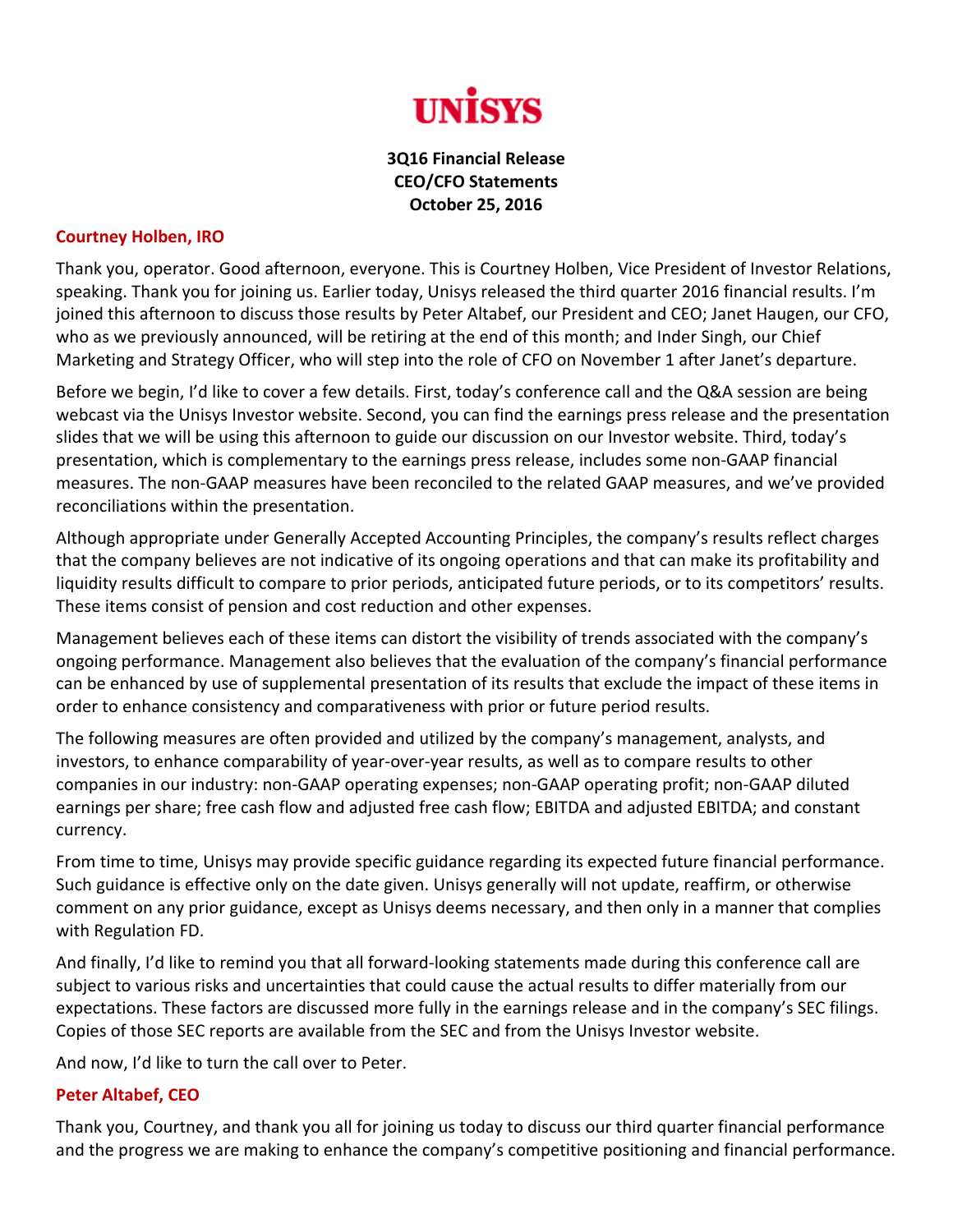# UNISYS

**3Q16 Financial Release**
**CEO/CFO Statements**
**October 25, 2016**

**Courtney Holben, IRO**

Thank you, operator. Good afternoon, everyone. This is Courtney Holben, Vice President of Investor Relations, speaking. Thank you for joining us. Earlier today, Unisys released the third quarter 2016 financial results. I'm joined this afternoon to discuss those results by Peter Altabef, our President and CEO; Janet Haugen, our CFO, who as we previously announced, will be retiring at the end of this month; and Inder Singh, our Chief Marketing and Strategy Officer, who will step into the role of CFO on November 1 after Janet's departure.

Before we begin, I'd like to cover a few details. First, today's conference call and the Q&A session are being webcast via the Unisys Investor website. Second, you can find the earnings press release and the presentation slides that we will be using this afternoon to guide our discussion on our Investor website. Third, today's presentation, which is complementary to the earnings press release, includes some non-GAAP financial measures. The non-GAAP measures have been reconciled to the related GAAP measures, and we've provided reconciliations within the presentation.

Although appropriate under Generally Accepted Accounting Principles, the company's results reflect charges that the company believes are not indicative of its ongoing operations and that can make its profitability and liquidity results difficult to compare to prior periods, anticipated future periods, or to its competitors' results. These items consist of pension and cost reduction and other expenses.

Management believes each of these items can distort the visibility of trends associated with the company's ongoing performance. Management also believes that the evaluation of the company's financial performance can be enhanced by use of supplemental presentation of its results that exclude the impact of these items in order to enhance consistency and comparativeness with prior or future period results.

The following measures are often provided and utilized by the company's management, analysts, and investors, to enhance comparability of year-over-year results, as well as to compare results to other companies in our industry: non-GAAP operating expenses; non-GAAP operating profit; non-GAAP diluted earnings per share; free cash flow and adjusted free cash flow; EBITDA and adjusted EBITDA; and constant currency.

From time to time, Unisys may provide specific guidance regarding its expected future financial performance. Such guidance is effective only on the date given. Unisys generally will not update, reaffirm, or otherwise comment on any prior guidance, except as Unisys deems necessary, and then only in a manner that complies with Regulation FD.

And finally, I'd like to remind you that all forward-looking statements made during this conference call are subject to various risks and uncertainties that could cause the actual results to differ materially from our expectations. These factors are discussed more fully in the earnings release and in the company's SEC filings. Copies of those SEC reports are available from the SEC and from the Unisys Investor website.

And now, I'd like to turn the call over to Peter.

**Peter Altabef, CEO**

Thank you, Courtney, and thank you all for joining us today to discuss our third quarter financial performance and the progress we are making to enhance the company's competitive positioning and financial performance.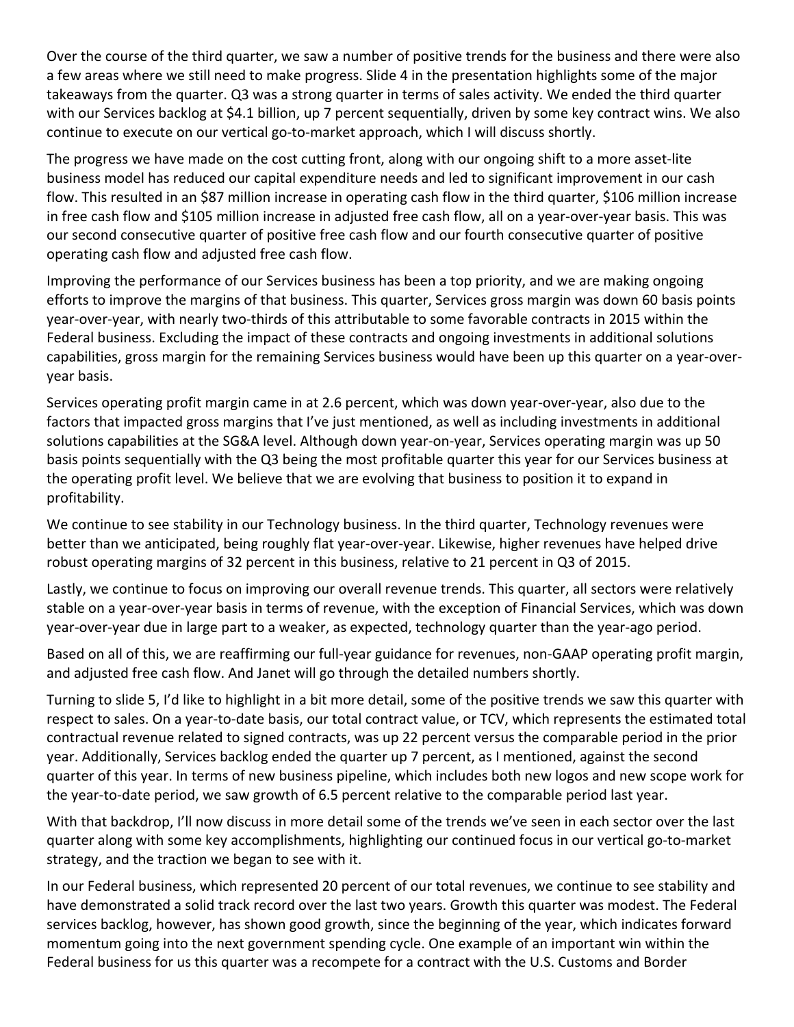Over the course of the third quarter, we saw a number of positive trends for the business and there were also a few areas where we still need to make progress. Slide 4 in the presentation highlights some of the major takeaways from the quarter. Q3 was a strong quarter in terms of sales activity. We ended the third quarter with our Services backlog at $4.1 billion, up 7 percent sequentially, driven by some key contract wins. We also continue to execute on our vertical go-to-market approach, which I will discuss shortly.

The progress we have made on the cost cutting front, along with our ongoing shift to a more asset-lite business model has reduced our capital expenditure needs and led to significant improvement in our cash flow. This resulted in an $87 million increase in operating cash flow in the third quarter, $106 million increase in free cash flow and $105 million increase in adjusted free cash flow, all on a year-over-year basis. This was our second consecutive quarter of positive free cash flow and our fourth consecutive quarter of positive operating cash flow and adjusted free cash flow.

Improving the performance of our Services business has been a top priority, and we are making ongoing efforts to improve the margins of that business. This quarter, Services gross margin was down 60 basis points year-over-year, with nearly two-thirds of this attributable to some favorable contracts in 2015 within the Federal business. Excluding the impact of these contracts and ongoing investments in additional solutions capabilities, gross margin for the remaining Services business would have been up this quarter on a year-over-year basis.

Services operating profit margin came in at 2.6 percent, which was down year-over-year, also due to the factors that impacted gross margins that I've just mentioned, as well as including investments in additional solutions capabilities at the SG&A level. Although down year-on-year, Services operating margin was up 50 basis points sequentially with the Q3 being the most profitable quarter this year for our Services business at the operating profit level. We believe that we are evolving that business to position it to expand in profitability.

We continue to see stability in our Technology business. In the third quarter, Technology revenues were better than we anticipated, being roughly flat year-over-year. Likewise, higher revenues have helped drive robust operating margins of 32 percent in this business, relative to 21 percent in Q3 of 2015.

Lastly, we continue to focus on improving our overall revenue trends. This quarter, all sectors were relatively stable on a year-over-year basis in terms of revenue, with the exception of Financial Services, which was down year-over-year due in large part to a weaker, as expected, technology quarter than the year-ago period.

Based on all of this, we are reaffirming our full-year guidance for revenues, non-GAAP operating profit margin, and adjusted free cash flow. And Janet will go through the detailed numbers shortly.

Turning to slide 5, I'd like to highlight in a bit more detail, some of the positive trends we saw this quarter with respect to sales. On a year-to-date basis, our total contract value, or TCV, which represents the estimated total contractual revenue related to signed contracts, was up 22 percent versus the comparable period in the prior year. Additionally, Services backlog ended the quarter up 7 percent, as I mentioned, against the second quarter of this year. In terms of new business pipeline, which includes both new logos and new scope work for the year-to-date period, we saw growth of 6.5 percent relative to the comparable period last year.

With that backdrop, I'll now discuss in more detail some of the trends we've seen in each sector over the last quarter along with some key accomplishments, highlighting our continued focus in our vertical go-to-market strategy, and the traction we began to see with it.

In our Federal business, which represented 20 percent of our total revenues, we continue to see stability and have demonstrated a solid track record over the last two years. Growth this quarter was modest. The Federal services backlog, however, has shown good growth, since the beginning of the year, which indicates forward momentum going into the next government spending cycle. One example of an important win within the Federal business for us this quarter was a recompete for a contract with the U.S. Customs and Border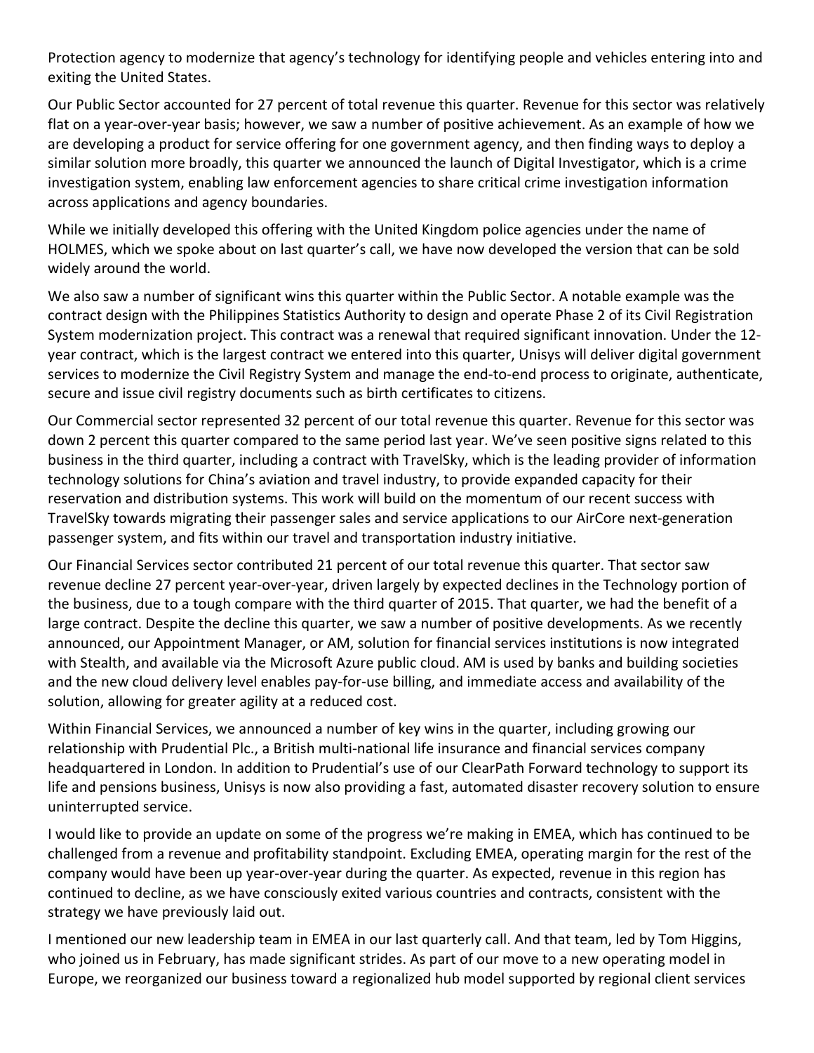Protection agency to modernize that agency's technology for identifying people and vehicles entering into and exiting the United States.

Our Public Sector accounted for 27 percent of total revenue this quarter. Revenue for this sector was relatively flat on a year-over-year basis; however, we saw a number of positive achievement. As an example of how we are developing a product for service offering for one government agency, and then finding ways to deploy a similar solution more broadly, this quarter we announced the launch of Digital Investigator, which is a crime investigation system, enabling law enforcement agencies to share critical crime investigation information across applications and agency boundaries.

While we initially developed this offering with the United Kingdom police agencies under the name of HOLMES, which we spoke about on last quarter's call, we have now developed the version that can be sold widely around the world.

We also saw a number of significant wins this quarter within the Public Sector. A notable example was the contract design with the Philippines Statistics Authority to design and operate Phase 2 of its Civil Registration System modernization project. This contract was a renewal that required significant innovation. Under the 12-year contract, which is the largest contract we entered into this quarter, Unisys will deliver digital government services to modernize the Civil Registry System and manage the end-to-end process to originate, authenticate, secure and issue civil registry documents such as birth certificates to citizens.

Our Commercial sector represented 32 percent of our total revenue this quarter. Revenue for this sector was down 2 percent this quarter compared to the same period last year. We've seen positive signs related to this business in the third quarter, including a contract with TravelSky, which is the leading provider of information technology solutions for China's aviation and travel industry, to provide expanded capacity for their reservation and distribution systems. This work will build on the momentum of our recent success with TravelSky towards migrating their passenger sales and service applications to our AirCore next-generation passenger system, and fits within our travel and transportation industry initiative.

Our Financial Services sector contributed 21 percent of our total revenue this quarter. That sector saw revenue decline 27 percent year-over-year, driven largely by expected declines in the Technology portion of the business, due to a tough compare with the third quarter of 2015. That quarter, we had the benefit of a large contract. Despite the decline this quarter, we saw a number of positive developments. As we recently announced, our Appointment Manager, or AM, solution for financial services institutions is now integrated with Stealth, and available via the Microsoft Azure public cloud. AM is used by banks and building societies and the new cloud delivery level enables pay-for-use billing, and immediate access and availability of the solution, allowing for greater agility at a reduced cost.

Within Financial Services, we announced a number of key wins in the quarter, including growing our relationship with Prudential Plc., a British multi-national life insurance and financial services company headquartered in London. In addition to Prudential's use of our ClearPath Forward technology to support its life and pensions business, Unisys is now also providing a fast, automated disaster recovery solution to ensure uninterrupted service.

I would like to provide an update on some of the progress we're making in EMEA, which has continued to be challenged from a revenue and profitability standpoint. Excluding EMEA, operating margin for the rest of the company would have been up year-over-year during the quarter. As expected, revenue in this region has continued to decline, as we have consciously exited various countries and contracts, consistent with the strategy we have previously laid out.

I mentioned our new leadership team in EMEA in our last quarterly call. And that team, led by Tom Higgins, who joined us in February, has made significant strides. As part of our move to a new operating model in Europe, we reorganized our business toward a regionalized hub model supported by regional client services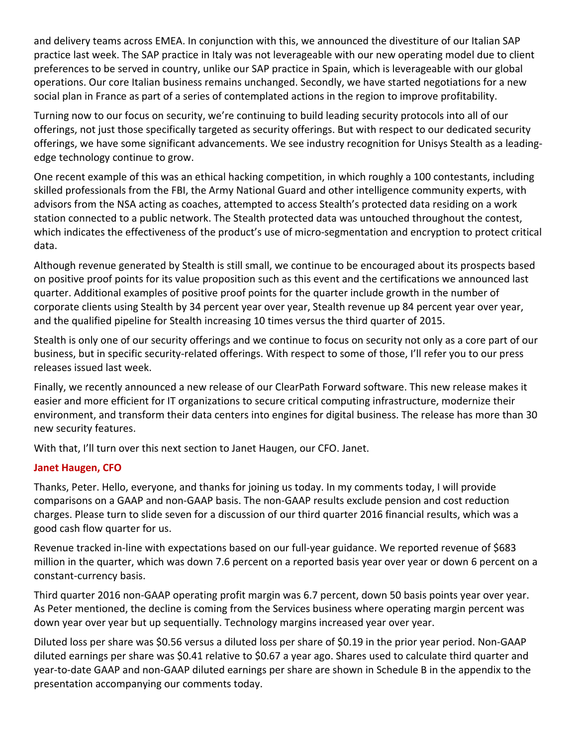and delivery teams across EMEA. In conjunction with this, we announced the divestiture of our Italian SAP practice last week. The SAP practice in Italy was not leverageable with our new operating model due to client preferences to be served in country, unlike our SAP practice in Spain, which is leverageable with our global operations. Our core Italian business remains unchanged. Secondly, we have started negotiations for a new social plan in France as part of a series of contemplated actions in the region to improve profitability.

Turning now to our focus on security, we're continuing to build leading security protocols into all of our offerings, not just those specifically targeted as security offerings. But with respect to our dedicated security offerings, we have some significant advancements. We see industry recognition for Unisys Stealth as a leading-edge technology continue to grow.

One recent example of this was an ethical hacking competition, in which roughly a 100 contestants, including skilled professionals from the FBI, the Army National Guard and other intelligence community experts, with advisors from the NSA acting as coaches, attempted to access Stealth's protected data residing on a work station connected to a public network. The Stealth protected data was untouched throughout the contest, which indicates the effectiveness of the product's use of micro-segmentation and encryption to protect critical data.

Although revenue generated by Stealth is still small, we continue to be encouraged about its prospects based on positive proof points for its value proposition such as this event and the certifications we announced last quarter. Additional examples of positive proof points for the quarter include growth in the number of corporate clients using Stealth by 34 percent year over year, Stealth revenue up 84 percent year over year, and the qualified pipeline for Stealth increasing 10 times versus the third quarter of 2015.

Stealth is only one of our security offerings and we continue to focus on security not only as a core part of our business, but in specific security-related offerings. With respect to some of those, I'll refer you to our press releases issued last week.

Finally, we recently announced a new release of our ClearPath Forward software. This new release makes it easier and more efficient for IT organizations to secure critical computing infrastructure, modernize their environment, and transform their data centers into engines for digital business. The release has more than 30 new security features.

With that, I'll turn over this next section to Janet Haugen, our CFO. Janet.

**Janet Haugen, CFO**

Thanks, Peter. Hello, everyone, and thanks for joining us today. In my comments today, I will provide comparisons on a GAAP and non-GAAP basis. The non-GAAP results exclude pension and cost reduction charges. Please turn to slide seven for a discussion of our third quarter 2016 financial results, which was a good cash flow quarter for us.

Revenue tracked in-line with expectations based on our full-year guidance. We reported revenue of $683 million in the quarter, which was down 7.6 percent on a reported basis year over year or down 6 percent on a constant-currency basis.

Third quarter 2016 non-GAAP operating profit margin was 6.7 percent, down 50 basis points year over year. As Peter mentioned, the decline is coming from the Services business where operating margin percent was down year over year but up sequentially. Technology margins increased year over year.

Diluted loss per share was $0.56 versus a diluted loss per share of $0.19 in the prior year period. Non-GAAP diluted earnings per share was $0.41 relative to $0.67 a year ago. Shares used to calculate third quarter and year-to-date GAAP and non-GAAP diluted earnings per share are shown in Schedule B in the appendix to the presentation accompanying our comments today.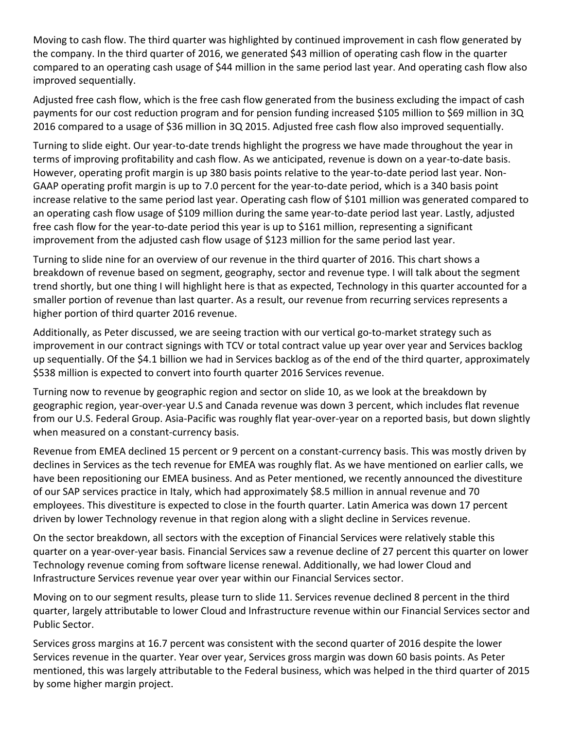Moving to cash flow. The third quarter was highlighted by continued improvement in cash flow generated by the company. In the third quarter of 2016, we generated $43 million of operating cash flow in the quarter compared to an operating cash usage of $44 million in the same period last year. And operating cash flow also improved sequentially.

Adjusted free cash flow, which is the free cash flow generated from the business excluding the impact of cash payments for our cost reduction program and for pension funding increased $105 million to $69 million in 3Q 2016 compared to a usage of $36 million in 3Q 2015. Adjusted free cash flow also improved sequentially.

Turning to slide eight. Our year-to-date trends highlight the progress we have made throughout the year in terms of improving profitability and cash flow. As we anticipated, revenue is down on a year-to-date basis. However, operating profit margin is up 380 basis points relative to the year-to-date period last year. Non-GAAP operating profit margin is up to 7.0 percent for the year-to-date period, which is a 340 basis point increase relative to the same period last year. Operating cash flow of $101 million was generated compared to an operating cash flow usage of $109 million during the same year-to-date period last year. Lastly, adjusted free cash flow for the year-to-date period this year is up to $161 million, representing a significant improvement from the adjusted cash flow usage of $123 million for the same period last year.

Turning to slide nine for an overview of our revenue in the third quarter of 2016. This chart shows a breakdown of revenue based on segment, geography, sector and revenue type. I will talk about the segment trend shortly, but one thing I will highlight here is that as expected, Technology in this quarter accounted for a smaller portion of revenue than last quarter. As a result, our revenue from recurring services represents a higher portion of third quarter 2016 revenue.

Additionally, as Peter discussed, we are seeing traction with our vertical go-to-market strategy such as improvement in our contract signings with TCV or total contract value up year over year and Services backlog up sequentially. Of the $4.1 billion we had in Services backlog as of the end of the third quarter, approximately $538 million is expected to convert into fourth quarter 2016 Services revenue.

Turning now to revenue by geographic region and sector on slide 10, as we look at the breakdown by geographic region, year-over-year U.S and Canada revenue was down 3 percent, which includes flat revenue from our U.S. Federal Group. Asia-Pacific was roughly flat year-over-year on a reported basis, but down slightly when measured on a constant-currency basis.

Revenue from EMEA declined 15 percent or 9 percent on a constant-currency basis. This was mostly driven by declines in Services as the tech revenue for EMEA was roughly flat. As we have mentioned on earlier calls, we have been repositioning our EMEA business. And as Peter mentioned, we recently announced the divestiture of our SAP services practice in Italy, which had approximately $8.5 million in annual revenue and 70 employees. This divestiture is expected to close in the fourth quarter. Latin America was down 17 percent driven by lower Technology revenue in that region along with a slight decline in Services revenue.

On the sector breakdown, all sectors with the exception of Financial Services were relatively stable this quarter on a year-over-year basis. Financial Services saw a revenue decline of 27 percent this quarter on lower Technology revenue coming from software license renewal. Additionally, we had lower Cloud and Infrastructure Services revenue year over year within our Financial Services sector.

Moving on to our segment results, please turn to slide 11. Services revenue declined 8 percent in the third quarter, largely attributable to lower Cloud and Infrastructure revenue within our Financial Services sector and Public Sector.

Services gross margins at 16.7 percent was consistent with the second quarter of 2016 despite the lower Services revenue in the quarter. Year over year, Services gross margin was down 60 basis points. As Peter mentioned, this was largely attributable to the Federal business, which was helped in the third quarter of 2015 by some higher margin project.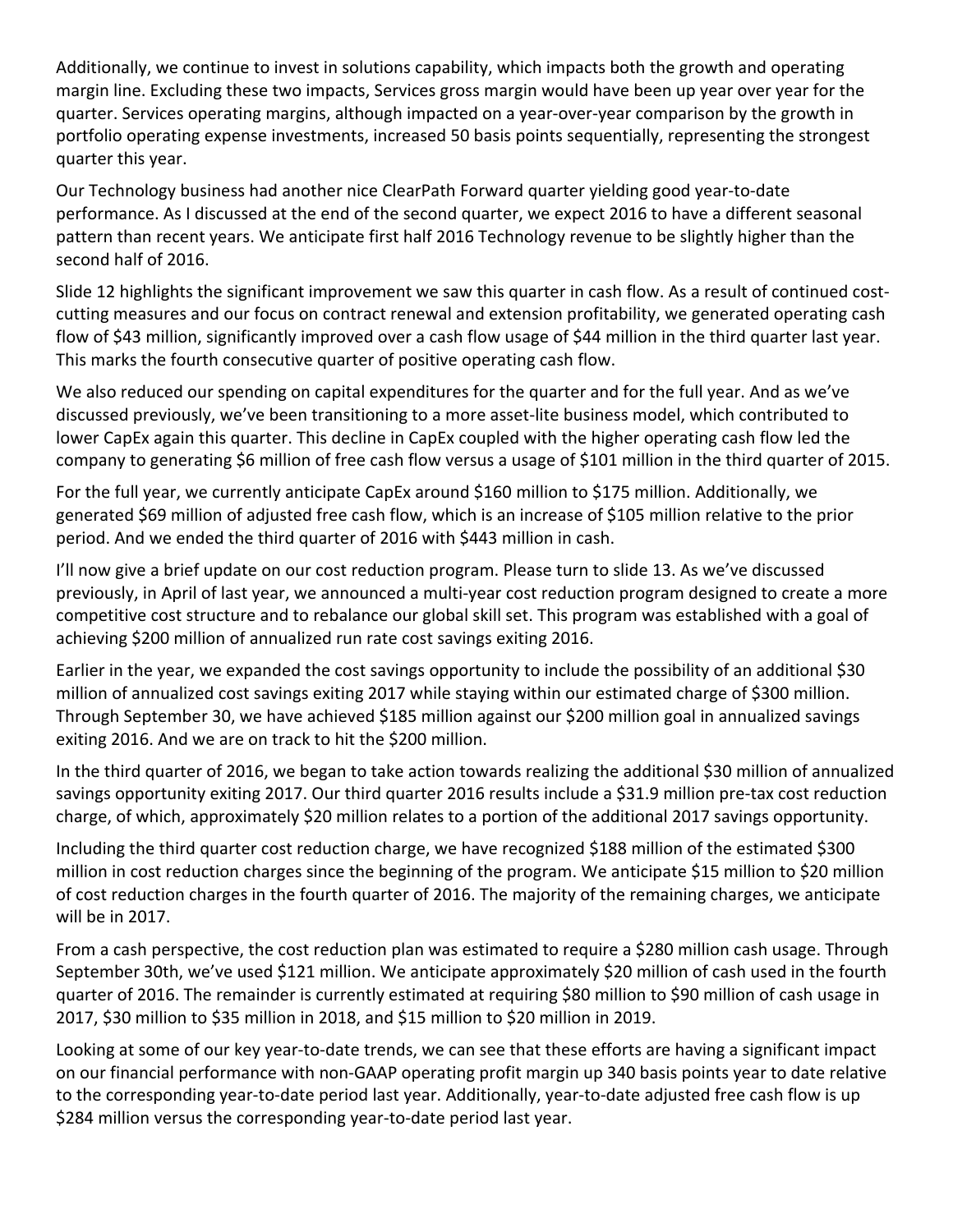Additionally, we continue to invest in solutions capability, which impacts both the growth and operating margin line. Excluding these two impacts, Services gross margin would have been up year over year for the quarter. Services operating margins, although impacted on a year-over-year comparison by the growth in portfolio operating expense investments, increased 50 basis points sequentially, representing the strongest quarter this year.

Our Technology business had another nice ClearPath Forward quarter yielding good year-to-date performance. As I discussed at the end of the second quarter, we expect 2016 to have a different seasonal pattern than recent years. We anticipate first half 2016 Technology revenue to be slightly higher than the second half of 2016.

Slide 12 highlights the significant improvement we saw this quarter in cash flow. As a result of continued cost-cutting measures and our focus on contract renewal and extension profitability, we generated operating cash flow of $43 million, significantly improved over a cash flow usage of $44 million in the third quarter last year. This marks the fourth consecutive quarter of positive operating cash flow.

We also reduced our spending on capital expenditures for the quarter and for the full year. And as we've discussed previously, we've been transitioning to a more asset-lite business model, which contributed to lower CapEx again this quarter. This decline in CapEx coupled with the higher operating cash flow led the company to generating $6 million of free cash flow versus a usage of $101 million in the third quarter of 2015.

For the full year, we currently anticipate CapEx around $160 million to $175 million. Additionally, we generated $69 million of adjusted free cash flow, which is an increase of $105 million relative to the prior period. And we ended the third quarter of 2016 with $443 million in cash.

I'll now give a brief update on our cost reduction program. Please turn to slide 13. As we've discussed previously, in April of last year, we announced a multi-year cost reduction program designed to create a more competitive cost structure and to rebalance our global skill set. This program was established with a goal of achieving $200 million of annualized run rate cost savings exiting 2016.

Earlier in the year, we expanded the cost savings opportunity to include the possibility of an additional $30 million of annualized cost savings exiting 2017 while staying within our estimated charge of $300 million. Through September 30, we have achieved $185 million against our $200 million goal in annualized savings exiting 2016. And we are on track to hit the $200 million.

In the third quarter of 2016, we began to take action towards realizing the additional $30 million of annualized savings opportunity exiting 2017. Our third quarter 2016 results include a $31.9 million pre-tax cost reduction charge, of which, approximately $20 million relates to a portion of the additional 2017 savings opportunity.

Including the third quarter cost reduction charge, we have recognized $188 million of the estimated $300 million in cost reduction charges since the beginning of the program. We anticipate $15 million to $20 million of cost reduction charges in the fourth quarter of 2016. The majority of the remaining charges, we anticipate will be in 2017.

From a cash perspective, the cost reduction plan was estimated to require a $280 million cash usage. Through September 30th, we've used $121 million. We anticipate approximately $20 million of cash used in the fourth quarter of 2016. The remainder is currently estimated at requiring $80 million to $90 million of cash usage in 2017, $30 million to $35 million in 2018, and $15 million to $20 million in 2019.

Looking at some of our key year-to-date trends, we can see that these efforts are having a significant impact on our financial performance with non-GAAP operating profit margin up 340 basis points year to date relative to the corresponding year-to-date period last year. Additionally, year-to-date adjusted free cash flow is up $284 million versus the corresponding year-to-date period last year.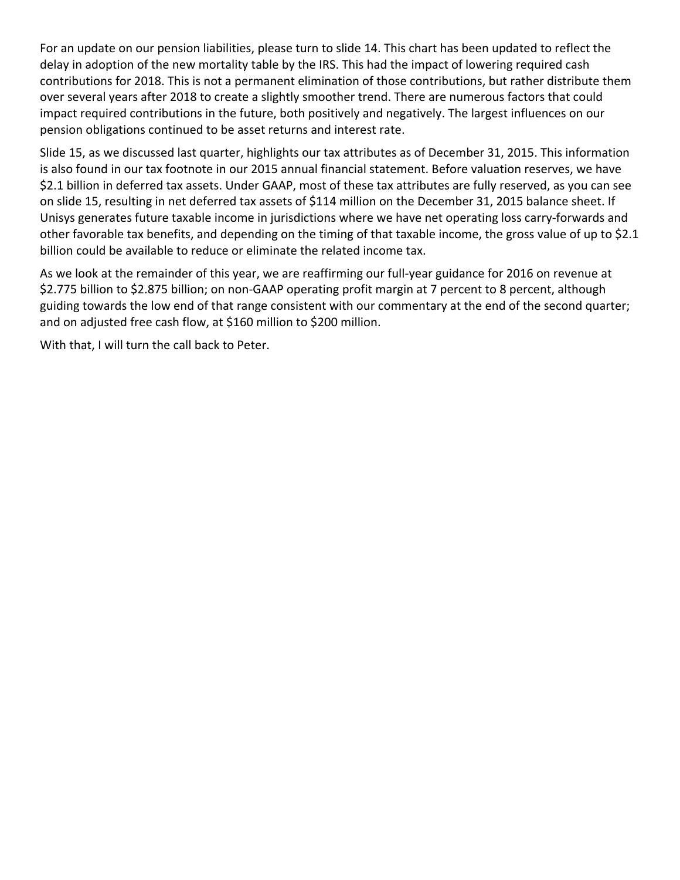For an update on our pension liabilities, please turn to slide 14. This chart has been updated to reflect the delay in adoption of the new mortality table by the IRS. This had the impact of lowering required cash contributions for 2018. This is not a permanent elimination of those contributions, but rather distribute them over several years after 2018 to create a slightly smoother trend. There are numerous factors that could impact required contributions in the future, both positively and negatively. The largest influences on our pension obligations continued to be asset returns and interest rate.

Slide 15, as we discussed last quarter, highlights our tax attributes as of December 31, 2015. This information is also found in our tax footnote in our 2015 annual financial statement. Before valuation reserves, we have $2.1 billion in deferred tax assets. Under GAAP, most of these tax attributes are fully reserved, as you can see on slide 15, resulting in net deferred tax assets of $114 million on the December 31, 2015 balance sheet. If Unisys generates future taxable income in jurisdictions where we have net operating loss carry-forwards and other favorable tax benefits, and depending on the timing of that taxable income, the gross value of up to $2.1 billion could be available to reduce or eliminate the related income tax.

As we look at the remainder of this year, we are reaffirming our full-year guidance for 2016 on revenue at $2.775 billion to $2.875 billion; on non-GAAP operating profit margin at 7 percent to 8 percent, although guiding towards the low end of that range consistent with our commentary at the end of the second quarter; and on adjusted free cash flow, at $160 million to $200 million.

With that, I will turn the call back to Peter.